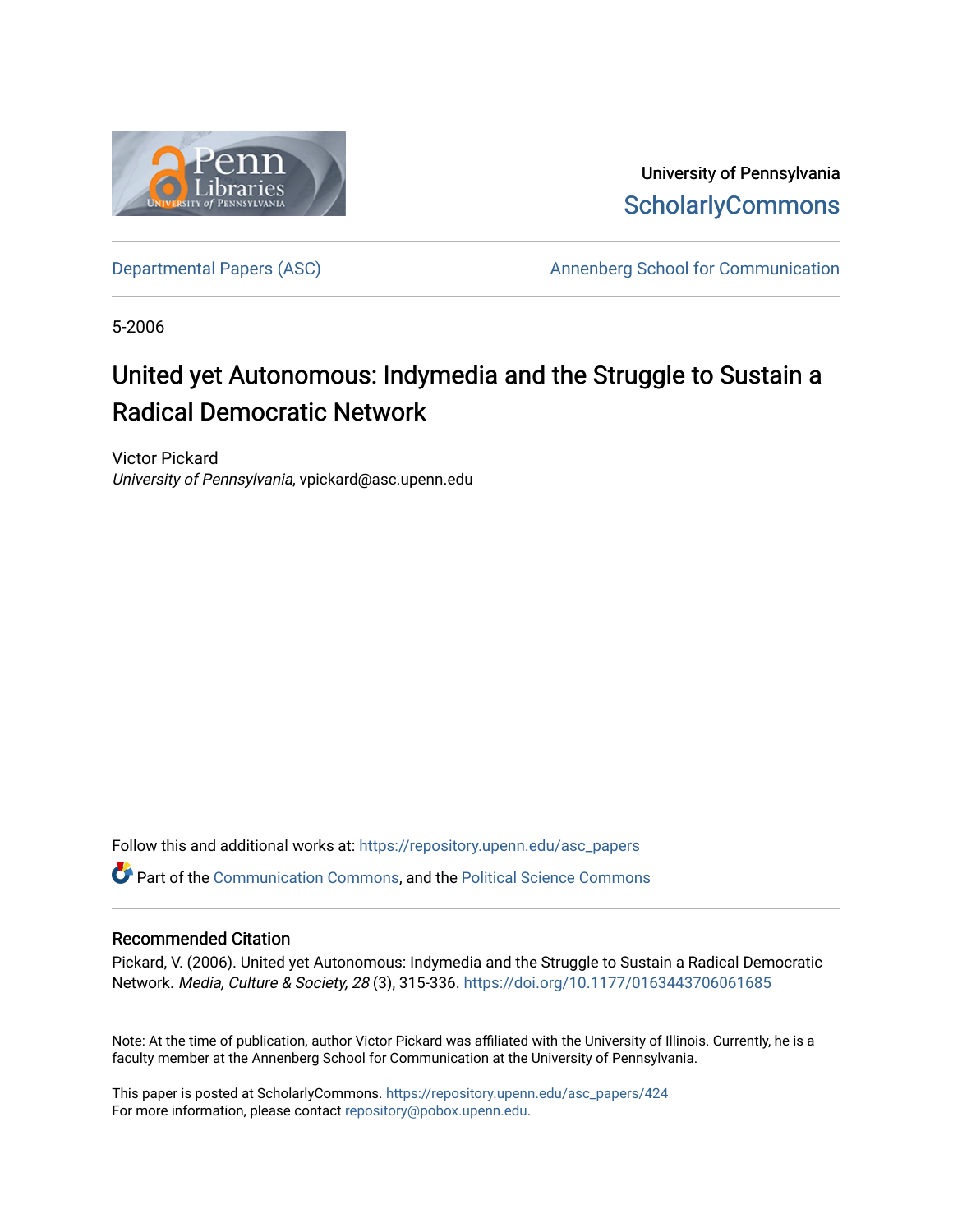University of Pennsylvania
ScholarlyCommons

Departmental Papers (ASC) — Annenberg School for Communication

5-2006

# United yet Autonomous: Indymedia and the Struggle to Sustain a Radical Democratic Network

Victor Pickard
*University of Pennsylvania*, vpickard@asc.upenn.edu

Follow this and additional works at: https://repository.upenn.edu/asc_papers

Part of the Communication Commons, and the Political Science Commons

## Recommended Citation

Pickard, V. (2006). United yet Autonomous: Indymedia and the Struggle to Sustain a Radical Democratic Network. *Media, Culture & Society, 28* (3), 315-336. https://doi.org/10.1177/0163443706061685

Note: At the time of publication, author Victor Pickard was affiliated with the University of Illinois. Currently, he is a faculty member at the Annenberg School for Communication at the University of Pennsylvania.

This paper is posted at ScholarlyCommons. https://repository.upenn.edu/asc_papers/424
For more information, please contact repository@pobox.upenn.edu.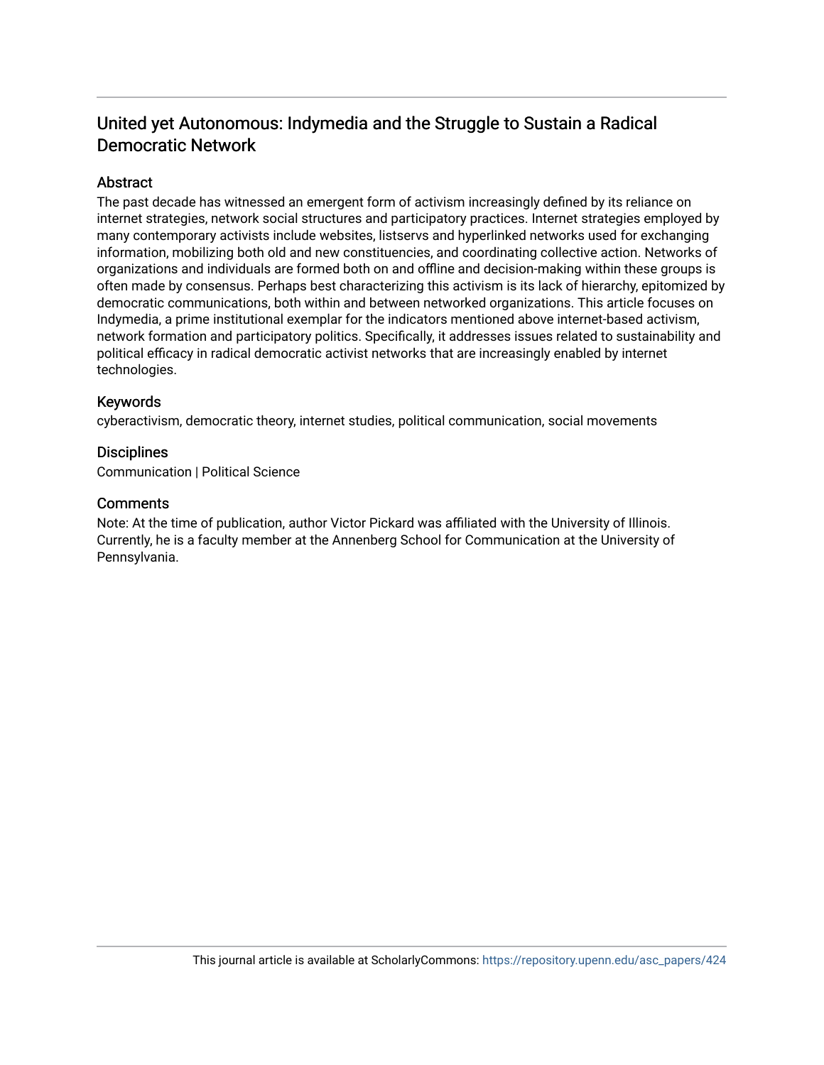# United yet Autonomous: Indymedia and the Struggle to Sustain a Radical Democratic Network

## Abstract

The past decade has witnessed an emergent form of activism increasingly defined by its reliance on internet strategies, network social structures and participatory practices. Internet strategies employed by many contemporary activists include websites, listservs and hyperlinked networks used for exchanging information, mobilizing both old and new constituencies, and coordinating collective action. Networks of organizations and individuals are formed both on and offline and decision-making within these groups is often made by consensus. Perhaps best characterizing this activism is its lack of hierarchy, epitomized by democratic communications, both within and between networked organizations. This article focuses on Indymedia, a prime institutional exemplar for the indicators mentioned above internet-based activism, network formation and participatory politics. Specifically, it addresses issues related to sustainability and political efficacy in radical democratic activist networks that are increasingly enabled by internet technologies.

## Keywords

cyberactivism, democratic theory, internet studies, political communication, social movements

## Disciplines

Communication | Political Science

## Comments

Note: At the time of publication, author Victor Pickard was affiliated with the University of Illinois. Currently, he is a faculty member at the Annenberg School for Communication at the University of Pennsylvania.

This journal article is available at ScholarlyCommons: https://repository.upenn.edu/asc_papers/424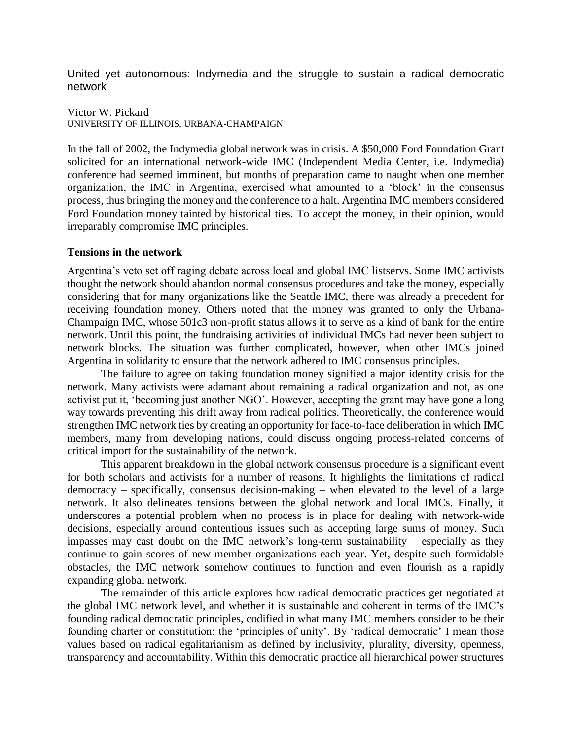# United yet autonomous: Indymedia and the struggle to sustain a radical democratic network

Victor W. Pickard
UNIVERSITY OF ILLINOIS, URBANA-CHAMPAIGN

In the fall of 2002, the Indymedia global network was in crisis. A $50,000 Ford Foundation Grant solicited for an international network-wide IMC (Independent Media Center, i.e. Indymedia) conference had seemed imminent, but months of preparation came to naught when one member organization, the IMC in Argentina, exercised what amounted to a 'block' in the consensus process, thus bringing the money and the conference to a halt. Argentina IMC members considered Ford Foundation money tainted by historical ties. To accept the money, in their opinion, would irreparably compromise IMC principles.

## Tensions in the network

Argentina's veto set off raging debate across local and global IMC listservs. Some IMC activists thought the network should abandon normal consensus procedures and take the money, especially considering that for many organizations like the Seattle IMC, there was already a precedent for receiving foundation money. Others noted that the money was granted to only the Urbana-Champaign IMC, whose 501c3 non-profit status allows it to serve as a kind of bank for the entire network. Until this point, the fundraising activities of individual IMCs had never been subject to network blocks. The situation was further complicated, however, when other IMCs joined Argentina in solidarity to ensure that the network adhered to IMC consensus principles.

The failure to agree on taking foundation money signified a major identity crisis for the network. Many activists were adamant about remaining a radical organization and not, as one activist put it, 'becoming just another NGO'. However, accepting the grant may have gone a long way towards preventing this drift away from radical politics. Theoretically, the conference would strengthen IMC network ties by creating an opportunity for face-to-face deliberation in which IMC members, many from developing nations, could discuss ongoing process-related concerns of critical import for the sustainability of the network.

This apparent breakdown in the global network consensus procedure is a significant event for both scholars and activists for a number of reasons. It highlights the limitations of radical democracy – specifically, consensus decision-making – when elevated to the level of a large network. It also delineates tensions between the global network and local IMCs. Finally, it underscores a potential problem when no process is in place for dealing with network-wide decisions, especially around contentious issues such as accepting large sums of money. Such impasses may cast doubt on the IMC network's long-term sustainability – especially as they continue to gain scores of new member organizations each year. Yet, despite such formidable obstacles, the IMC network somehow continues to function and even flourish as a rapidly expanding global network.

The remainder of this article explores how radical democratic practices get negotiated at the global IMC network level, and whether it is sustainable and coherent in terms of the IMC's founding radical democratic principles, codified in what many IMC members consider to be their founding charter or constitution: the 'principles of unity'. By 'radical democratic' I mean those values based on radical egalitarianism as defined by inclusivity, plurality, diversity, openness, transparency and accountability. Within this democratic practice all hierarchical power structures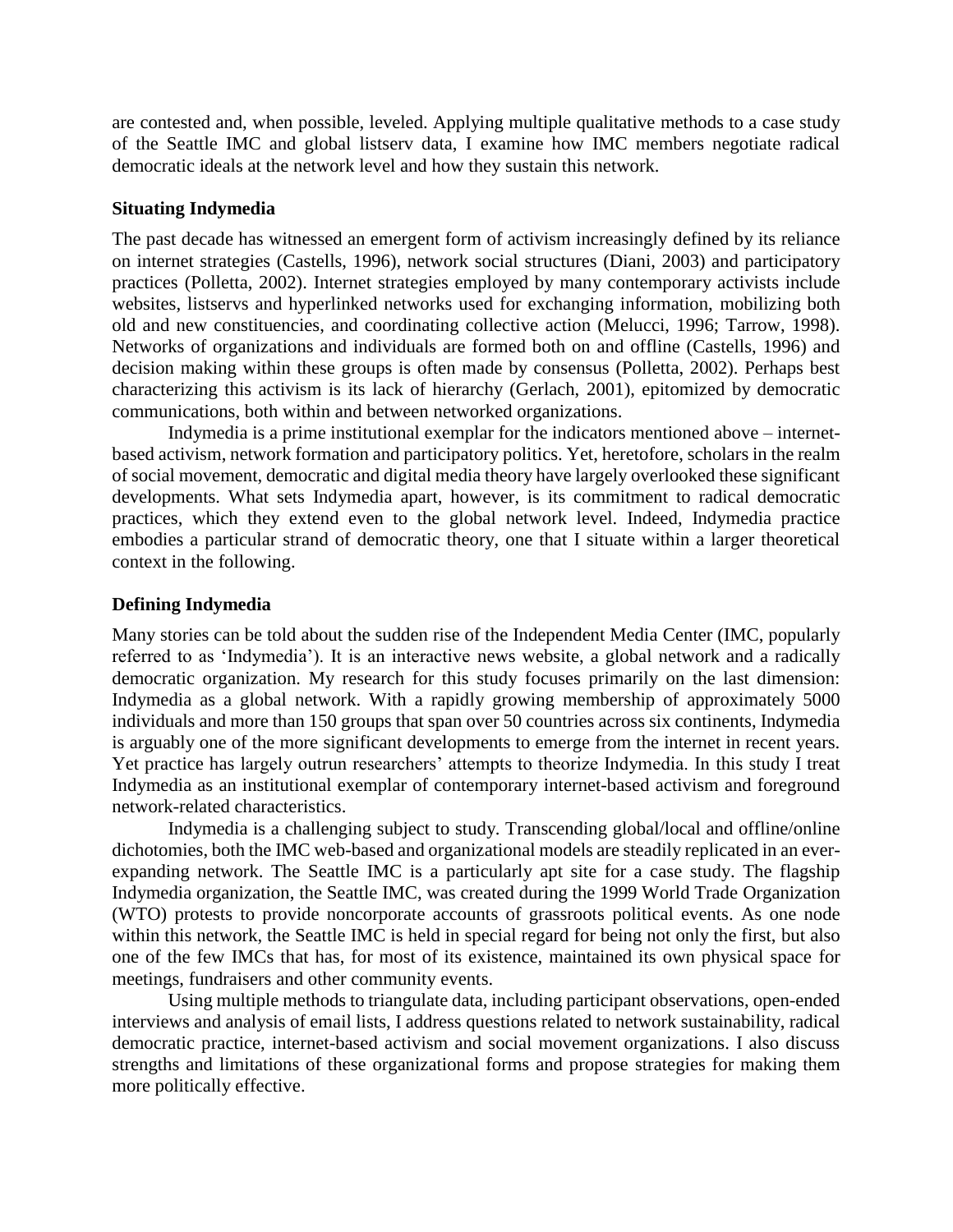are contested and, when possible, leveled. Applying multiple qualitative methods to a case study of the Seattle IMC and global listserv data, I examine how IMC members negotiate radical democratic ideals at the network level and how they sustain this network.

### Situating Indymedia

The past decade has witnessed an emergent form of activism increasingly defined by its reliance on internet strategies (Castells, 1996), network social structures (Diani, 2003) and participatory practices (Polletta, 2002). Internet strategies employed by many contemporary activists include websites, listservs and hyperlinked networks used for exchanging information, mobilizing both old and new constituencies, and coordinating collective action (Melucci, 1996; Tarrow, 1998). Networks of organizations and individuals are formed both on and offline (Castells, 1996) and decision making within these groups is often made by consensus (Polletta, 2002). Perhaps best characterizing this activism is its lack of hierarchy (Gerlach, 2001), epitomized by democratic communications, both within and between networked organizations.

Indymedia is a prime institutional exemplar for the indicators mentioned above – internet-based activism, network formation and participatory politics. Yet, heretofore, scholars in the realm of social movement, democratic and digital media theory have largely overlooked these significant developments. What sets Indymedia apart, however, is its commitment to radical democratic practices, which they extend even to the global network level. Indeed, Indymedia practice embodies a particular strand of democratic theory, one that I situate within a larger theoretical context in the following.

### Defining Indymedia

Many stories can be told about the sudden rise of the Independent Media Center (IMC, popularly referred to as 'Indymedia'). It is an interactive news website, a global network and a radically democratic organization. My research for this study focuses primarily on the last dimension: Indymedia as a global network. With a rapidly growing membership of approximately 5000 individuals and more than 150 groups that span over 50 countries across six continents, Indymedia is arguably one of the more significant developments to emerge from the internet in recent years. Yet practice has largely outrun researchers' attempts to theorize Indymedia. In this study I treat Indymedia as an institutional exemplar of contemporary internet-based activism and foreground network-related characteristics.

Indymedia is a challenging subject to study. Transcending global/local and offline/online dichotomies, both the IMC web-based and organizational models are steadily replicated in an ever-expanding network. The Seattle IMC is a particularly apt site for a case study. The flagship Indymedia organization, the Seattle IMC, was created during the 1999 World Trade Organization (WTO) protests to provide noncorporate accounts of grassroots political events. As one node within this network, the Seattle IMC is held in special regard for being not only the first, but also one of the few IMCs that has, for most of its existence, maintained its own physical space for meetings, fundraisers and other community events.

Using multiple methods to triangulate data, including participant observations, open-ended interviews and analysis of email lists, I address questions related to network sustainability, radical democratic practice, internet-based activism and social movement organizations. I also discuss strengths and limitations of these organizational forms and propose strategies for making them more politically effective.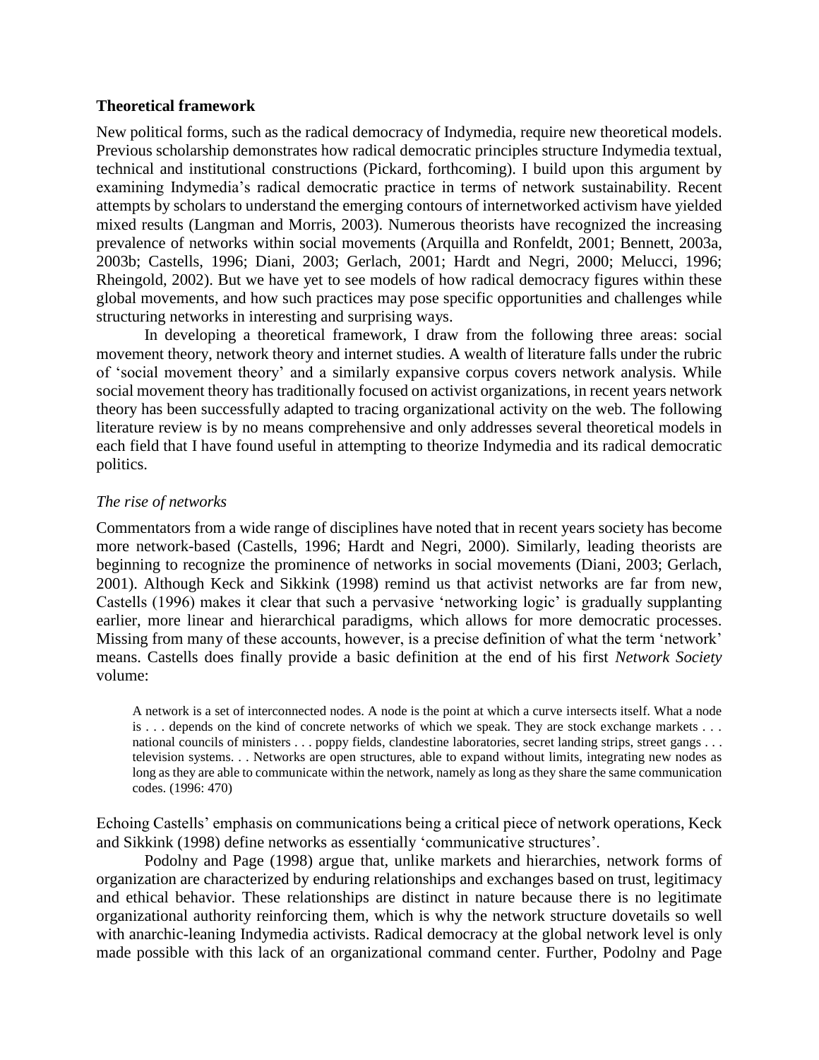## Theoretical framework

New political forms, such as the radical democracy of Indymedia, require new theoretical models. Previous scholarship demonstrates how radical democratic principles structure Indymedia textual, technical and institutional constructions (Pickard, forthcoming). I build upon this argument by examining Indymedia's radical democratic practice in terms of network sustainability. Recent attempts by scholars to understand the emerging contours of internetworked activism have yielded mixed results (Langman and Morris, 2003). Numerous theorists have recognized the increasing prevalence of networks within social movements (Arquilla and Ronfeldt, 2001; Bennett, 2003a, 2003b; Castells, 1996; Diani, 2003; Gerlach, 2001; Hardt and Negri, 2000; Melucci, 1996; Rheingold, 2002). But we have yet to see models of how radical democracy figures within these global movements, and how such practices may pose specific opportunities and challenges while structuring networks in interesting and surprising ways.

In developing a theoretical framework, I draw from the following three areas: social movement theory, network theory and internet studies. A wealth of literature falls under the rubric of 'social movement theory' and a similarly expansive corpus covers network analysis. While social movement theory has traditionally focused on activist organizations, in recent years network theory has been successfully adapted to tracing organizational activity on the web. The following literature review is by no means comprehensive and only addresses several theoretical models in each field that I have found useful in attempting to theorize Indymedia and its radical democratic politics.

### *The rise of networks*

Commentators from a wide range of disciplines have noted that in recent years society has become more network-based (Castells, 1996; Hardt and Negri, 2000). Similarly, leading theorists are beginning to recognize the prominence of networks in social movements (Diani, 2003; Gerlach, 2001). Although Keck and Sikkink (1998) remind us that activist networks are far from new, Castells (1996) makes it clear that such a pervasive 'networking logic' is gradually supplanting earlier, more linear and hierarchical paradigms, which allows for more democratic processes. Missing from many of these accounts, however, is a precise definition of what the term 'network' means. Castells does finally provide a basic definition at the end of his first *Network Society* volume:

> A network is a set of interconnected nodes. A node is the point at which a curve intersects itself. What a node is . . . depends on the kind of concrete networks of which we speak. They are stock exchange markets . . . national councils of ministers . . . poppy fields, clandestine laboratories, secret landing strips, street gangs . . . television systems. . . Networks are open structures, able to expand without limits, integrating new nodes as long as they are able to communicate within the network, namely as long as they share the same communication codes. (1996: 470)

Echoing Castells' emphasis on communications being a critical piece of network operations, Keck and Sikkink (1998) define networks as essentially 'communicative structures'.

Podolny and Page (1998) argue that, unlike markets and hierarchies, network forms of organization are characterized by enduring relationships and exchanges based on trust, legitimacy and ethical behavior. These relationships are distinct in nature because there is no legitimate organizational authority reinforcing them, which is why the network structure dovetails so well with anarchic-leaning Indymedia activists. Radical democracy at the global network level is only made possible with this lack of an organizational command center. Further, Podolny and Page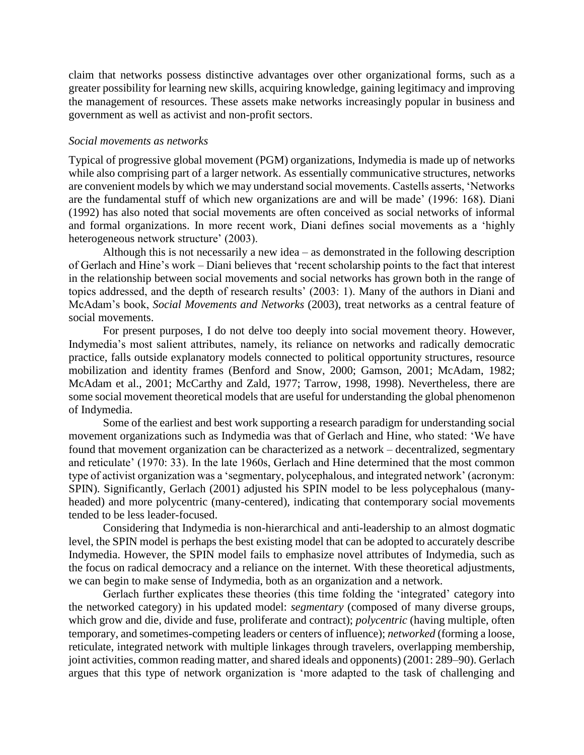claim that networks possess distinctive advantages over other organizational forms, such as a greater possibility for learning new skills, acquiring knowledge, gaining legitimacy and improving the management of resources. These assets make networks increasingly popular in business and government as well as activist and non-profit sectors.

*Social movements as networks*

Typical of progressive global movement (PGM) organizations, Indymedia is made up of networks while also comprising part of a larger network. As essentially communicative structures, networks are convenient models by which we may understand social movements. Castells asserts, 'Networks are the fundamental stuff of which new organizations are and will be made' (1996: 168). Diani (1992) has also noted that social movements are often conceived as social networks of informal and formal organizations. In more recent work, Diani defines social movements as a 'highly heterogeneous network structure' (2003).

Although this is not necessarily a new idea – as demonstrated in the following description of Gerlach and Hine's work – Diani believes that 'recent scholarship points to the fact that interest in the relationship between social movements and social networks has grown both in the range of topics addressed, and the depth of research results' (2003: 1). Many of the authors in Diani and McAdam's book, *Social Movements and Networks* (2003), treat networks as a central feature of social movements.

For present purposes, I do not delve too deeply into social movement theory. However, Indymedia's most salient attributes, namely, its reliance on networks and radically democratic practice, falls outside explanatory models connected to political opportunity structures, resource mobilization and identity frames (Benford and Snow, 2000; Gamson, 2001; McAdam, 1982; McAdam et al., 2001; McCarthy and Zald, 1977; Tarrow, 1998, 1998). Nevertheless, there are some social movement theoretical models that are useful for understanding the global phenomenon of Indymedia.

Some of the earliest and best work supporting a research paradigm for understanding social movement organizations such as Indymedia was that of Gerlach and Hine, who stated: 'We have found that movement organization can be characterized as a network – decentralized, segmentary and reticulate' (1970: 33). In the late 1960s, Gerlach and Hine determined that the most common type of activist organization was a 'segmentary, polycephalous, and integrated network' (acronym: SPIN). Significantly, Gerlach (2001) adjusted his SPIN model to be less polycephalous (many-headed) and more polycentric (many-centered), indicating that contemporary social movements tended to be less leader-focused.

Considering that Indymedia is non-hierarchical and anti-leadership to an almost dogmatic level, the SPIN model is perhaps the best existing model that can be adopted to accurately describe Indymedia. However, the SPIN model fails to emphasize novel attributes of Indymedia, such as the focus on radical democracy and a reliance on the internet. With these theoretical adjustments, we can begin to make sense of Indymedia, both as an organization and a network.

Gerlach further explicates these theories (this time folding the 'integrated' category into the networked category) in his updated model: *segmentary* (composed of many diverse groups, which grow and die, divide and fuse, proliferate and contract); *polycentric* (having multiple, often temporary, and sometimes-competing leaders or centers of influence); *networked* (forming a loose, reticulate, integrated network with multiple linkages through travelers, overlapping membership, joint activities, common reading matter, and shared ideals and opponents) (2001: 289–90). Gerlach argues that this type of network organization is 'more adapted to the task of challenging and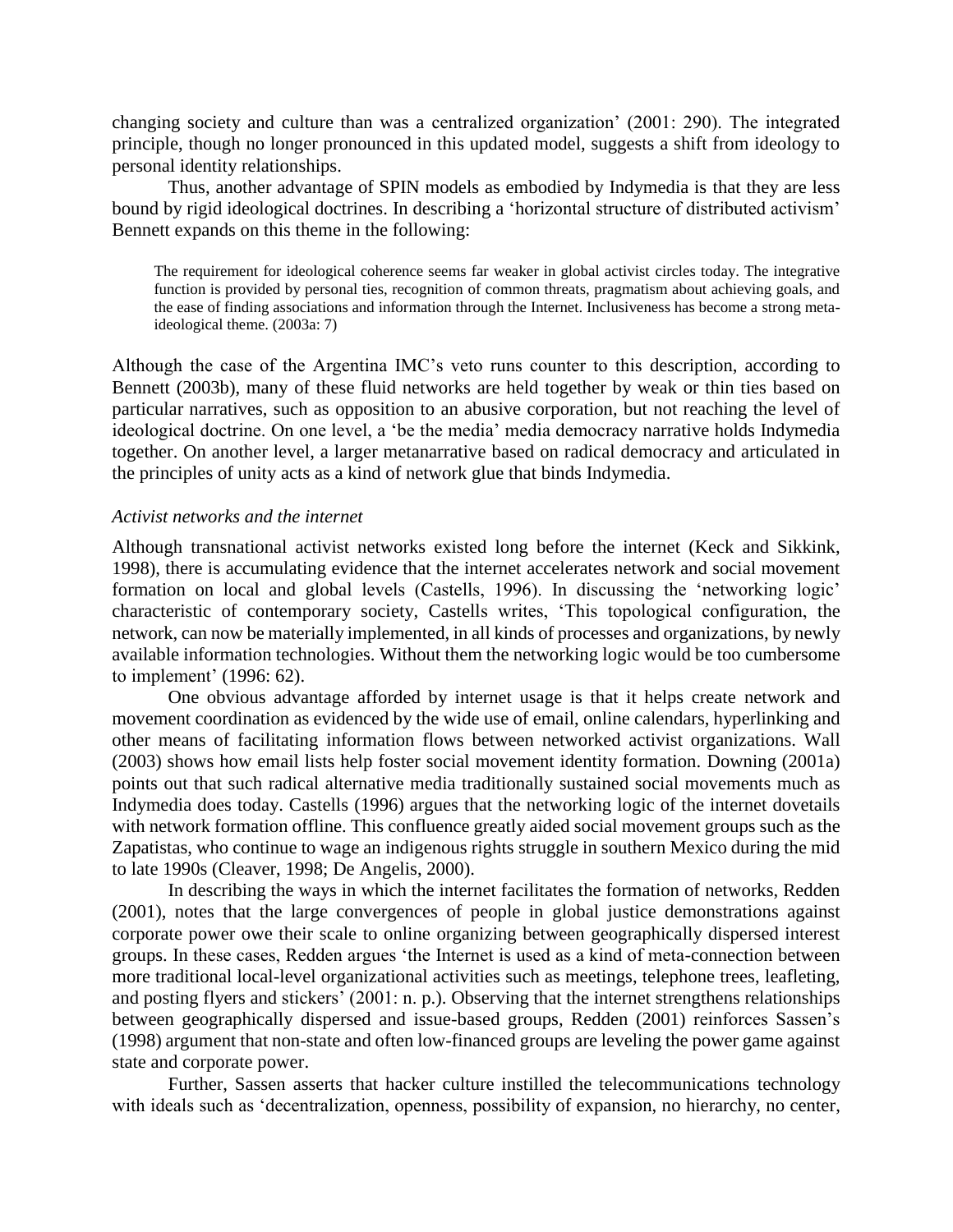changing society and culture than was a centralized organization' (2001: 290). The integrated principle, though no longer pronounced in this updated model, suggests a shift from ideology to personal identity relationships.

Thus, another advantage of SPIN models as embodied by Indymedia is that they are less bound by rigid ideological doctrines. In describing a 'horizontal structure of distributed activism' Bennett expands on this theme in the following:

> The requirement for ideological coherence seems far weaker in global activist circles today. The integrative function is provided by personal ties, recognition of common threats, pragmatism about achieving goals, and the ease of finding associations and information through the Internet. Inclusiveness has become a strong meta-ideological theme. (2003a: 7)

Although the case of the Argentina IMC's veto runs counter to this description, according to Bennett (2003b), many of these fluid networks are held together by weak or thin ties based on particular narratives, such as opposition to an abusive corporation, but not reaching the level of ideological doctrine. On one level, a 'be the media' media democracy narrative holds Indymedia together. On another level, a larger metanarrative based on radical democracy and articulated in the principles of unity acts as a kind of network glue that binds Indymedia.

*Activist networks and the internet*

Although transnational activist networks existed long before the internet (Keck and Sikkink, 1998), there is accumulating evidence that the internet accelerates network and social movement formation on local and global levels (Castells, 1996). In discussing the 'networking logic' characteristic of contemporary society, Castells writes, 'This topological configuration, the network, can now be materially implemented, in all kinds of processes and organizations, by newly available information technologies. Without them the networking logic would be too cumbersome to implement' (1996: 62).

One obvious advantage afforded by internet usage is that it helps create network and movement coordination as evidenced by the wide use of email, online calendars, hyperlinking and other means of facilitating information flows between networked activist organizations. Wall (2003) shows how email lists help foster social movement identity formation. Downing (2001a) points out that such radical alternative media traditionally sustained social movements much as Indymedia does today. Castells (1996) argues that the networking logic of the internet dovetails with network formation offline. This confluence greatly aided social movement groups such as the Zapatistas, who continue to wage an indigenous rights struggle in southern Mexico during the mid to late 1990s (Cleaver, 1998; De Angelis, 2000).

In describing the ways in which the internet facilitates the formation of networks, Redden (2001), notes that the large convergences of people in global justice demonstrations against corporate power owe their scale to online organizing between geographically dispersed interest groups. In these cases, Redden argues 'the Internet is used as a kind of meta-connection between more traditional local-level organizational activities such as meetings, telephone trees, leafleting, and posting flyers and stickers' (2001: n. p.). Observing that the internet strengthens relationships between geographically dispersed and issue-based groups, Redden (2001) reinforces Sassen's (1998) argument that non-state and often low-financed groups are leveling the power game against state and corporate power.

Further, Sassen asserts that hacker culture instilled the telecommunications technology with ideals such as 'decentralization, openness, possibility of expansion, no hierarchy, no center,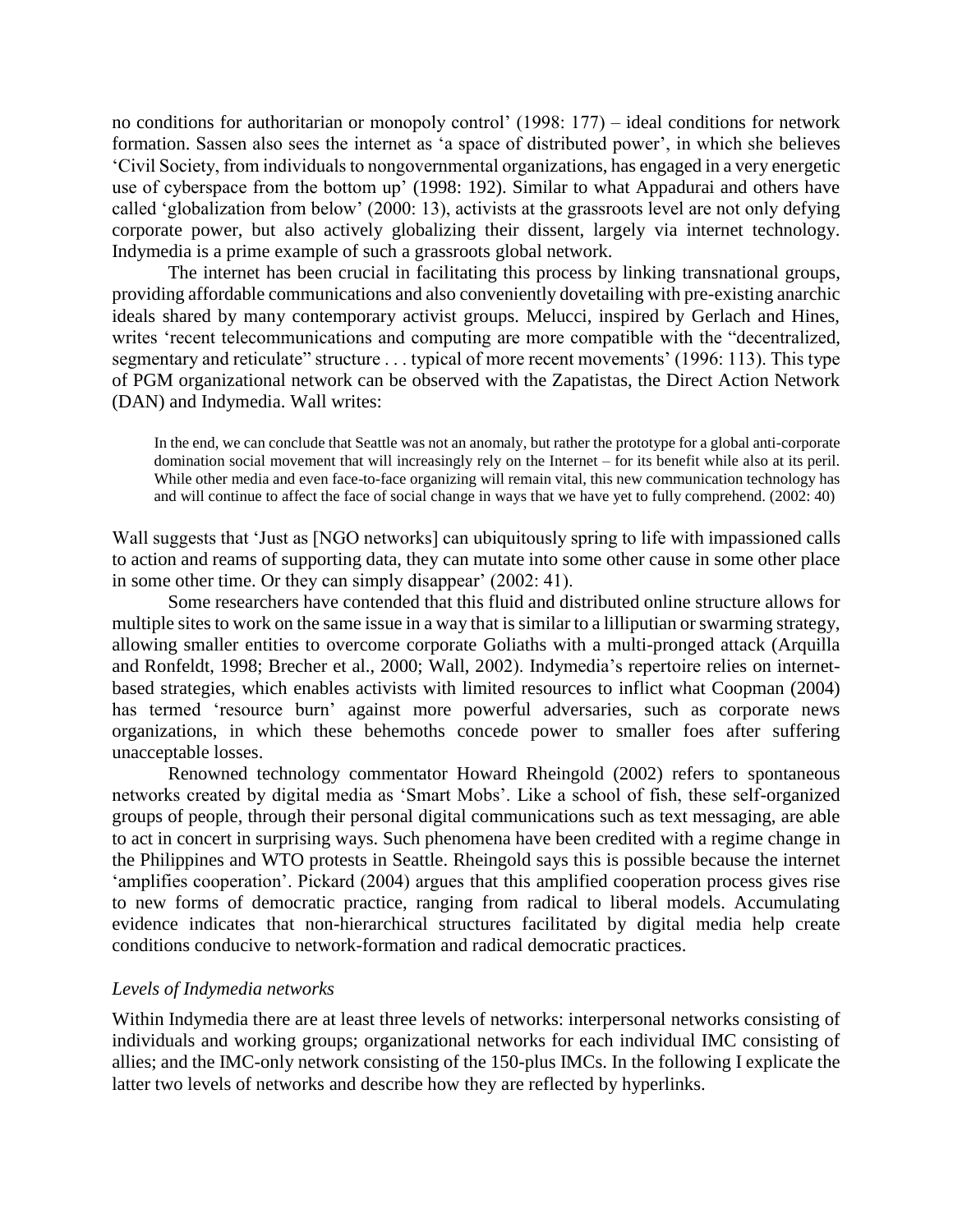no conditions for authoritarian or monopoly control' (1998: 177) – ideal conditions for network formation. Sassen also sees the internet as 'a space of distributed power', in which she believes 'Civil Society, from individuals to nongovernmental organizations, has engaged in a very energetic use of cyberspace from the bottom up' (1998: 192). Similar to what Appadurai and others have called 'globalization from below' (2000: 13), activists at the grassroots level are not only defying corporate power, but also actively globalizing their dissent, largely via internet technology. Indymedia is a prime example of such a grassroots global network.

The internet has been crucial in facilitating this process by linking transnational groups, providing affordable communications and also conveniently dovetailing with pre-existing anarchic ideals shared by many contemporary activist groups. Melucci, inspired by Gerlach and Hines, writes 'recent telecommunications and computing are more compatible with the "decentralized, segmentary and reticulate" structure . . . typical of more recent movements' (1996: 113). This type of PGM organizational network can be observed with the Zapatistas, the Direct Action Network (DAN) and Indymedia. Wall writes:

> In the end, we can conclude that Seattle was not an anomaly, but rather the prototype for a global anti-corporate domination social movement that will increasingly rely on the Internet – for its benefit while also at its peril. While other media and even face-to-face organizing will remain vital, this new communication technology has and will continue to affect the face of social change in ways that we have yet to fully comprehend. (2002: 40)

Wall suggests that 'Just as [NGO networks] can ubiquitously spring to life with impassioned calls to action and reams of supporting data, they can mutate into some other cause in some other place in some other time. Or they can simply disappear' (2002: 41).

Some researchers have contended that this fluid and distributed online structure allows for multiple sites to work on the same issue in a way that is similar to a lilliputian or swarming strategy, allowing smaller entities to overcome corporate Goliaths with a multi-pronged attack (Arquilla and Ronfeldt, 1998; Brecher et al., 2000; Wall, 2002). Indymedia's repertoire relies on internet-based strategies, which enables activists with limited resources to inflict what Coopman (2004) has termed 'resource burn' against more powerful adversaries, such as corporate news organizations, in which these behemoths concede power to smaller foes after suffering unacceptable losses.

Renowned technology commentator Howard Rheingold (2002) refers to spontaneous networks created by digital media as 'Smart Mobs'. Like a school of fish, these self-organized groups of people, through their personal digital communications such as text messaging, are able to act in concert in surprising ways. Such phenomena have been credited with a regime change in the Philippines and WTO protests in Seattle. Rheingold says this is possible because the internet 'amplifies cooperation'. Pickard (2004) argues that this amplified cooperation process gives rise to new forms of democratic practice, ranging from radical to liberal models. Accumulating evidence indicates that non-hierarchical structures facilitated by digital media help create conditions conducive to network-formation and radical democratic practices.

### *Levels of Indymedia networks*

Within Indymedia there are at least three levels of networks: interpersonal networks consisting of individuals and working groups; organizational networks for each individual IMC consisting of allies; and the IMC-only network consisting of the 150-plus IMCs. In the following I explicate the latter two levels of networks and describe how they are reflected by hyperlinks.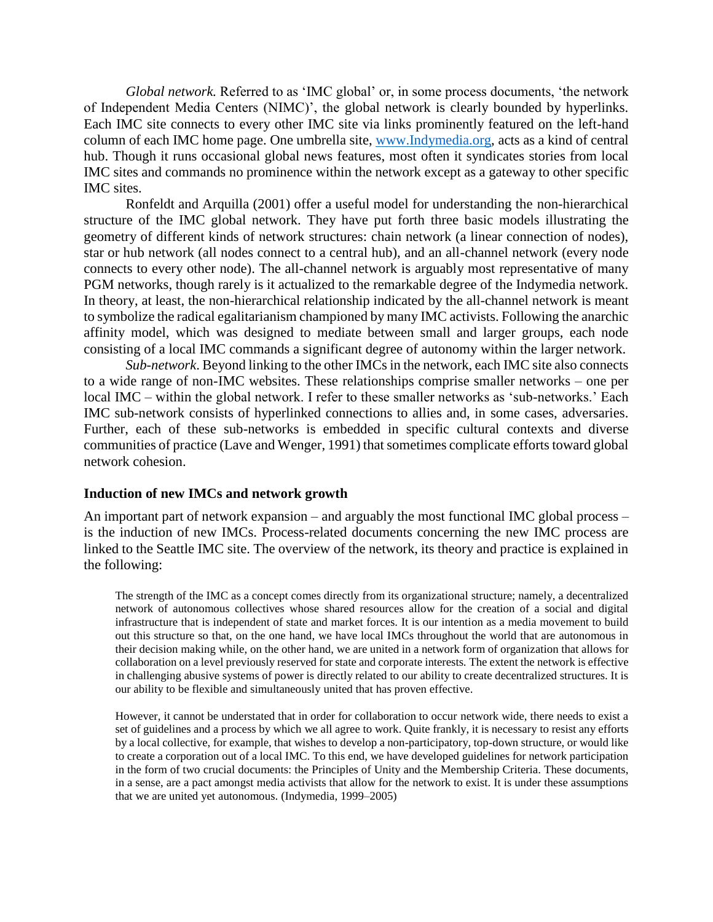*Global network.* Referred to as 'IMC global' or, in some process documents, 'the network of Independent Media Centers (NIMC)', the global network is clearly bounded by hyperlinks. Each IMC site connects to every other IMC site via links prominently featured on the left-hand column of each IMC home page. One umbrella site, www.Indymedia.org, acts as a kind of central hub. Though it runs occasional global news features, most often it syndicates stories from local IMC sites and commands no prominence within the network except as a gateway to other specific IMC sites.

Ronfeldt and Arquilla (2001) offer a useful model for understanding the non-hierarchical structure of the IMC global network. They have put forth three basic models illustrating the geometry of different kinds of network structures: chain network (a linear connection of nodes), star or hub network (all nodes connect to a central hub), and an all-channel network (every node connects to every other node). The all-channel network is arguably most representative of many PGM networks, though rarely is it actualized to the remarkable degree of the Indymedia network. In theory, at least, the non-hierarchical relationship indicated by the all-channel network is meant to symbolize the radical egalitarianism championed by many IMC activists. Following the anarchic affinity model, which was designed to mediate between small and larger groups, each node consisting of a local IMC commands a significant degree of autonomy within the larger network.

*Sub-network*. Beyond linking to the other IMCs in the network, each IMC site also connects to a wide range of non-IMC websites. These relationships comprise smaller networks – one per local IMC – within the global network. I refer to these smaller networks as 'sub-networks.' Each IMC sub-network consists of hyperlinked connections to allies and, in some cases, adversaries. Further, each of these sub-networks is embedded in specific cultural contexts and diverse communities of practice (Lave and Wenger, 1991) that sometimes complicate efforts toward global network cohesion.

## Induction of new IMCs and network growth

An important part of network expansion – and arguably the most functional IMC global process – is the induction of new IMCs. Process-related documents concerning the new IMC process are linked to the Seattle IMC site. The overview of the network, its theory and practice is explained in the following:

> The strength of the IMC as a concept comes directly from its organizational structure; namely, a decentralized network of autonomous collectives whose shared resources allow for the creation of a social and digital infrastructure that is independent of state and market forces. It is our intention as a media movement to build out this structure so that, on the one hand, we have local IMCs throughout the world that are autonomous in their decision making while, on the other hand, we are united in a network form of organization that allows for collaboration on a level previously reserved for state and corporate interests. The extent the network is effective in challenging abusive systems of power is directly related to our ability to create decentralized structures. It is our ability to be flexible and simultaneously united that has proven effective.
>
> However, it cannot be understated that in order for collaboration to occur network wide, there needs to exist a set of guidelines and a process by which we all agree to work. Quite frankly, it is necessary to resist any efforts by a local collective, for example, that wishes to develop a non-participatory, top-down structure, or would like to create a corporation out of a local IMC. To this end, we have developed guidelines for network participation in the form of two crucial documents: the Principles of Unity and the Membership Criteria. These documents, in a sense, are a pact amongst media activists that allow for the network to exist. It is under these assumptions that we are united yet autonomous. (Indymedia, 1999–2005)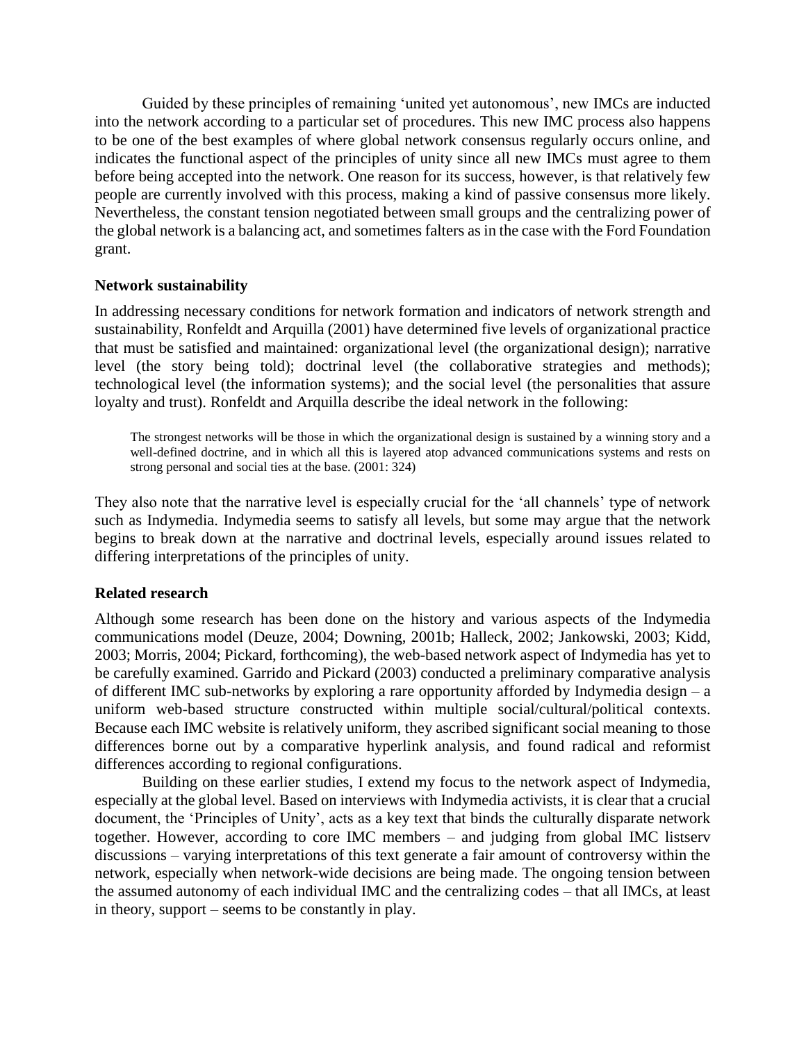Guided by these principles of remaining 'united yet autonomous', new IMCs are inducted into the network according to a particular set of procedures. This new IMC process also happens to be one of the best examples of where global network consensus regularly occurs online, and indicates the functional aspect of the principles of unity since all new IMCs must agree to them before being accepted into the network. One reason for its success, however, is that relatively few people are currently involved with this process, making a kind of passive consensus more likely. Nevertheless, the constant tension negotiated between small groups and the centralizing power of the global network is a balancing act, and sometimes falters as in the case with the Ford Foundation grant.

### Network sustainability

In addressing necessary conditions for network formation and indicators of network strength and sustainability, Ronfeldt and Arquilla (2001) have determined five levels of organizational practice that must be satisfied and maintained: organizational level (the organizational design); narrative level (the story being told); doctrinal level (the collaborative strategies and methods); technological level (the information systems); and the social level (the personalities that assure loyalty and trust). Ronfeldt and Arquilla describe the ideal network in the following:

> The strongest networks will be those in which the organizational design is sustained by a winning story and a well-defined doctrine, and in which all this is layered atop advanced communications systems and rests on strong personal and social ties at the base. (2001: 324)

They also note that the narrative level is especially crucial for the 'all channels' type of network such as Indymedia. Indymedia seems to satisfy all levels, but some may argue that the network begins to break down at the narrative and doctrinal levels, especially around issues related to differing interpretations of the principles of unity.

### Related research

Although some research has been done on the history and various aspects of the Indymedia communications model (Deuze, 2004; Downing, 2001b; Halleck, 2002; Jankowski, 2003; Kidd, 2003; Morris, 2004; Pickard, forthcoming), the web-based network aspect of Indymedia has yet to be carefully examined. Garrido and Pickard (2003) conducted a preliminary comparative analysis of different IMC sub-networks by exploring a rare opportunity afforded by Indymedia design – a uniform web-based structure constructed within multiple social/cultural/political contexts. Because each IMC website is relatively uniform, they ascribed significant social meaning to those differences borne out by a comparative hyperlink analysis, and found radical and reformist differences according to regional configurations.

Building on these earlier studies, I extend my focus to the network aspect of Indymedia, especially at the global level. Based on interviews with Indymedia activists, it is clear that a crucial document, the 'Principles of Unity', acts as a key text that binds the culturally disparate network together. However, according to core IMC members – and judging from global IMC listserv discussions – varying interpretations of this text generate a fair amount of controversy within the network, especially when network-wide decisions are being made. The ongoing tension between the assumed autonomy of each individual IMC and the centralizing codes – that all IMCs, at least in theory, support – seems to be constantly in play.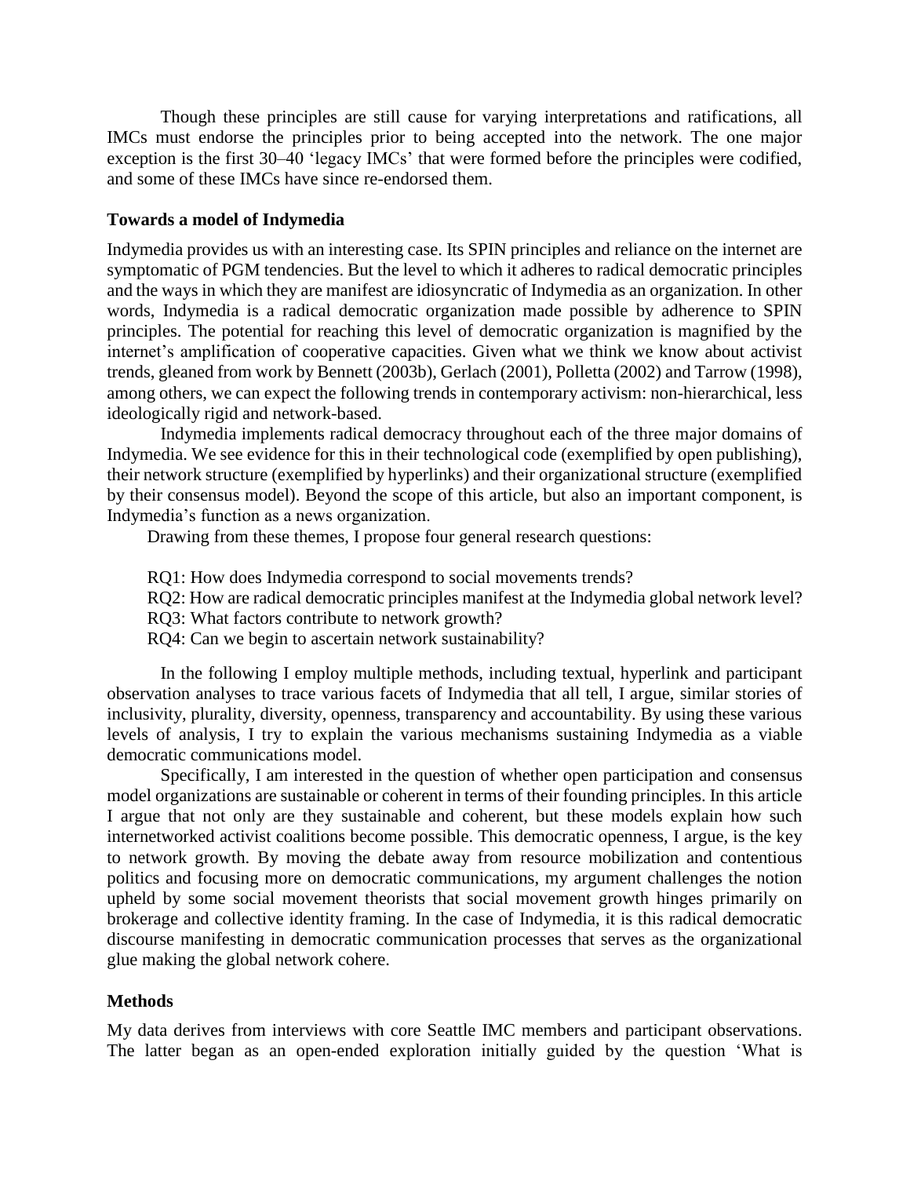Though these principles are still cause for varying interpretations and ratifications, all IMCs must endorse the principles prior to being accepted into the network. The one major exception is the first 30–40 'legacy IMCs' that were formed before the principles were codified, and some of these IMCs have since re-endorsed them.

## Towards a model of Indymedia

Indymedia provides us with an interesting case. Its SPIN principles and reliance on the internet are symptomatic of PGM tendencies. But the level to which it adheres to radical democratic principles and the ways in which they are manifest are idiosyncratic of Indymedia as an organization. In other words, Indymedia is a radical democratic organization made possible by adherence to SPIN principles. The potential for reaching this level of democratic organization is magnified by the internet's amplification of cooperative capacities. Given what we think we know about activist trends, gleaned from work by Bennett (2003b), Gerlach (2001), Polletta (2002) and Tarrow (1998), among others, we can expect the following trends in contemporary activism: non-hierarchical, less ideologically rigid and network-based.

Indymedia implements radical democracy throughout each of the three major domains of Indymedia. We see evidence for this in their technological code (exemplified by open publishing), their network structure (exemplified by hyperlinks) and their organizational structure (exemplified by their consensus model). Beyond the scope of this article, but also an important component, is Indymedia's function as a news organization.

Drawing from these themes, I propose four general research questions:

RQ1: How does Indymedia correspond to social movements trends?
RQ2: How are radical democratic principles manifest at the Indymedia global network level?
RQ3: What factors contribute to network growth?
RQ4: Can we begin to ascertain network sustainability?

In the following I employ multiple methods, including textual, hyperlink and participant observation analyses to trace various facets of Indymedia that all tell, I argue, similar stories of inclusivity, plurality, diversity, openness, transparency and accountability. By using these various levels of analysis, I try to explain the various mechanisms sustaining Indymedia as a viable democratic communications model.

Specifically, I am interested in the question of whether open participation and consensus model organizations are sustainable or coherent in terms of their founding principles. In this article I argue that not only are they sustainable and coherent, but these models explain how such internetworked activist coalitions become possible. This democratic openness, I argue, is the key to network growth. By moving the debate away from resource mobilization and contentious politics and focusing more on democratic communications, my argument challenges the notion upheld by some social movement theorists that social movement growth hinges primarily on brokerage and collective identity framing. In the case of Indymedia, it is this radical democratic discourse manifesting in democratic communication processes that serves as the organizational glue making the global network cohere.

## Methods

My data derives from interviews with core Seattle IMC members and participant observations. The latter began as an open-ended exploration initially guided by the question 'What is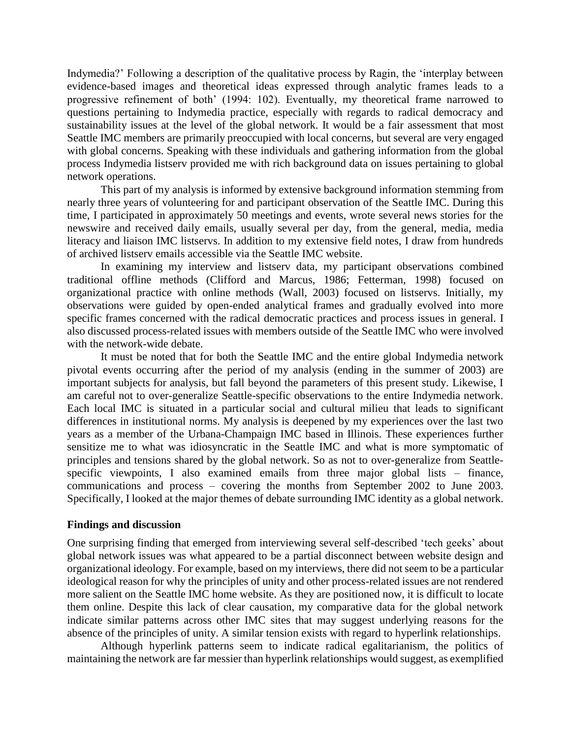Indymedia?' Following a description of the qualitative process by Ragin, the 'interplay between evidence-based images and theoretical ideas expressed through analytic frames leads to a progressive refinement of both' (1994: 102). Eventually, my theoretical frame narrowed to questions pertaining to Indymedia practice, especially with regards to radical democracy and sustainability issues at the level of the global network. It would be a fair assessment that most Seattle IMC members are primarily preoccupied with local concerns, but several are very engaged with global concerns. Speaking with these individuals and gathering information from the global process Indymedia listserv provided me with rich background data on issues pertaining to global network operations.

This part of my analysis is informed by extensive background information stemming from nearly three years of volunteering for and participant observation of the Seattle IMC. During this time, I participated in approximately 50 meetings and events, wrote several news stories for the newswire and received daily emails, usually several per day, from the general, media, media literacy and liaison IMC listservs. In addition to my extensive field notes, I draw from hundreds of archived listserv emails accessible via the Seattle IMC website.

In examining my interview and listserv data, my participant observations combined traditional offline methods (Clifford and Marcus, 1986; Fetterman, 1998) focused on organizational practice with online methods (Wall, 2003) focused on listservs. Initially, my observations were guided by open-ended analytical frames and gradually evolved into more specific frames concerned with the radical democratic practices and process issues in general. I also discussed process-related issues with members outside of the Seattle IMC who were involved with the network-wide debate.

It must be noted that for both the Seattle IMC and the entire global Indymedia network pivotal events occurring after the period of my analysis (ending in the summer of 2003) are important subjects for analysis, but fall beyond the parameters of this present study. Likewise, I am careful not to over-generalize Seattle-specific observations to the entire Indymedia network. Each local IMC is situated in a particular social and cultural milieu that leads to significant differences in institutional norms. My analysis is deepened by my experiences over the last two years as a member of the Urbana-Champaign IMC based in Illinois. These experiences further sensitize me to what was idiosyncratic in the Seattle IMC and what is more symptomatic of principles and tensions shared by the global network. So as not to over-generalize from Seattle-specific viewpoints, I also examined emails from three major global lists – finance, communications and process – covering the months from September 2002 to June 2003. Specifically, I looked at the major themes of debate surrounding IMC identity as a global network.

## Findings and discussion

One surprising finding that emerged from interviewing several self-described 'tech geeks' about global network issues was what appeared to be a partial disconnect between website design and organizational ideology. For example, based on my interviews, there did not seem to be a particular ideological reason for why the principles of unity and other process-related issues are not rendered more salient on the Seattle IMC home website. As they are positioned now, it is difficult to locate them online. Despite this lack of clear causation, my comparative data for the global network indicate similar patterns across other IMC sites that may suggest underlying reasons for the absence of the principles of unity. A similar tension exists with regard to hyperlink relationships.

Although hyperlink patterns seem to indicate radical egalitarianism, the politics of maintaining the network are far messier than hyperlink relationships would suggest, as exemplified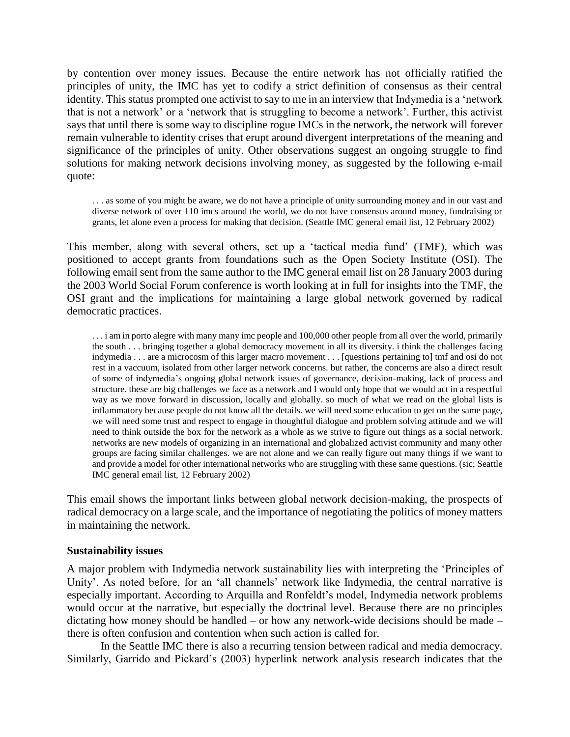by contention over money issues. Because the entire network has not officially ratified the principles of unity, the IMC has yet to codify a strict definition of consensus as their central identity. This status prompted one activist to say to me in an interview that Indymedia is a 'network that is not a network' or a 'network that is struggling to become a network'. Further, this activist says that until there is some way to discipline rogue IMCs in the network, the network will forever remain vulnerable to identity crises that erupt around divergent interpretations of the meaning and significance of the principles of unity. Other observations suggest an ongoing struggle to find solutions for making network decisions involving money, as suggested by the following e-mail quote:

> . . . as some of you might be aware, we do not have a principle of unity surrounding money and in our vast and diverse network of over 110 imcs around the world, we do not have consensus around money, fundraising or grants, let alone even a process for making that decision. (Seattle IMC general email list, 12 February 2002)

This member, along with several others, set up a 'tactical media fund' (TMF), which was positioned to accept grants from foundations such as the Open Society Institute (OSI). The following email sent from the same author to the IMC general email list on 28 January 2003 during the 2003 World Social Forum conference is worth looking at in full for insights into the TMF, the OSI grant and the implications for maintaining a large global network governed by radical democratic practices.

> . . . i am in porto alegre with many many imc people and 100,000 other people from all over the world, primarily the south . . . bringing together a global democracy movement in all its diversity. i think the challenges facing indymedia . . . are a microcosm of this larger macro movement . . . [questions pertaining to] tmf and osi do not rest in a vaccuum, isolated from other larger network concerns. but rather, the concerns are also a direct result of some of indymedia's ongoing global network issues of governance, decision-making, lack of process and structure. these are big challenges we face as a network and I would only hope that we would act in a respectful way as we move forward in discussion, locally and globally. so much of what we read on the global lists is inflammatory because people do not know all the details. we will need some education to get on the same page, we will need some trust and respect to engage in thoughtful dialogue and problem solving attitude and we will need to think outside the box for the network as a whole as we strive to figure out things as a social network. networks are new models of organizing in an international and globalized activist community and many other groups are facing similar challenges. we are not alone and we can really figure out many things if we want to and provide a model for other international networks who are struggling with these same questions. (sic; Seattle IMC general email list, 12 February 2002)

This email shows the important links between global network decision-making, the prospects of radical democracy on a large scale, and the importance of negotiating the politics of money matters in maintaining the network.

**Sustainability issues**

A major problem with Indymedia network sustainability lies with interpreting the 'Principles of Unity'. As noted before, for an 'all channels' network like Indymedia, the central narrative is especially important. According to Arquilla and Ronfeldt's model, Indymedia network problems would occur at the narrative, but especially the doctrinal level. Because there are no principles dictating how money should be handled – or how any network-wide decisions should be made – there is often confusion and contention when such action is called for.

In the Seattle IMC there is also a recurring tension between radical and media democracy. Similarly, Garrido and Pickard's (2003) hyperlink network analysis research indicates that the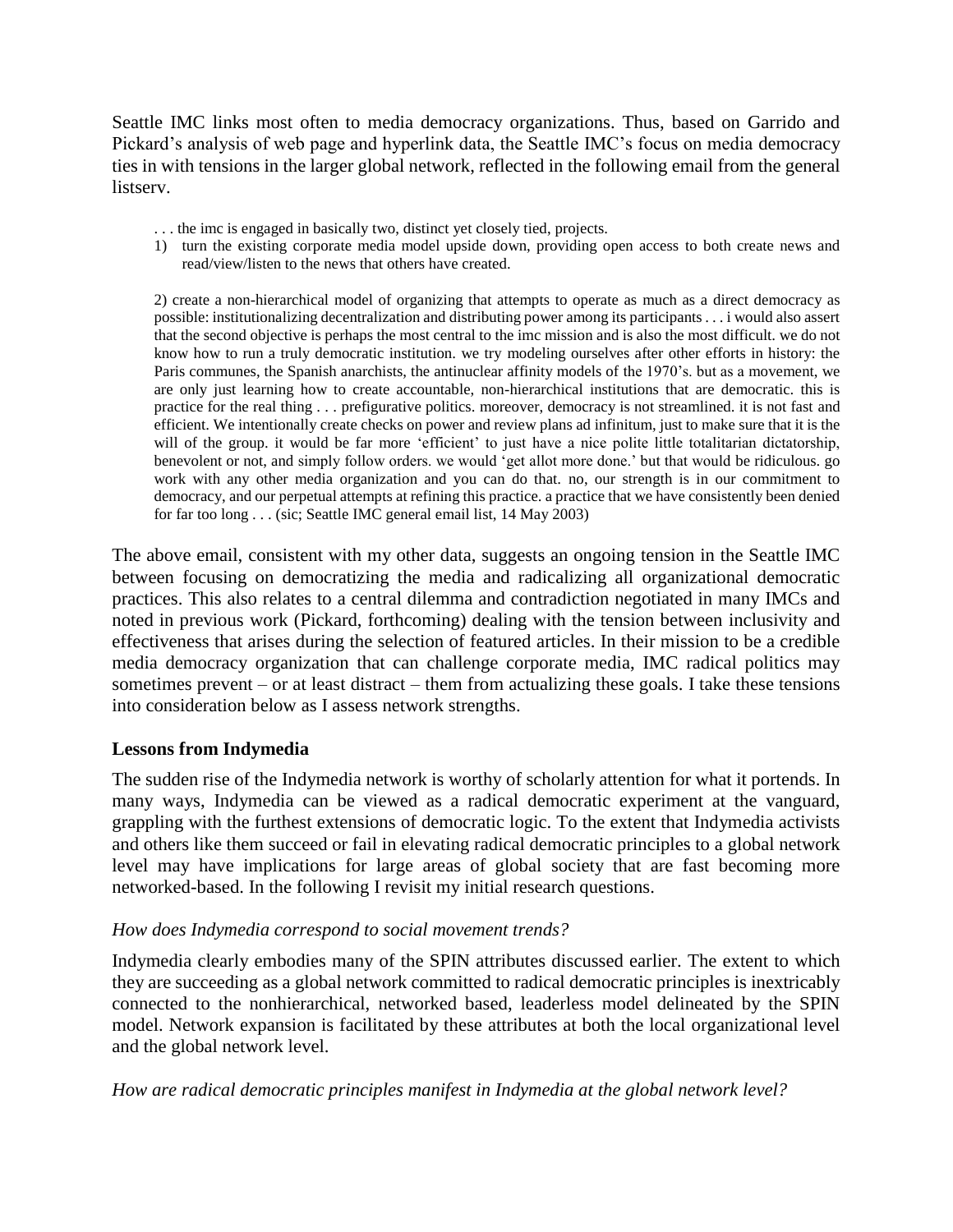Seattle IMC links most often to media democracy organizations. Thus, based on Garrido and Pickard's analysis of web page and hyperlink data, the Seattle IMC's focus on media democracy ties in with tensions in the larger global network, reflected in the following email from the general listserv.

> . . . the imc is engaged in basically two, distinct yet closely tied, projects.
>
> 1) turn the existing corporate media model upside down, providing open access to both create news and read/view/listen to the news that others have created.
>
> 2) create a non-hierarchical model of organizing that attempts to operate as much as a direct democracy as possible: institutionalizing decentralization and distributing power among its participants . . . i would also assert that the second objective is perhaps the most central to the imc mission and is also the most difficult. we do not know how to run a truly democratic institution. we try modeling ourselves after other efforts in history: the Paris communes, the Spanish anarchists, the antinuclear affinity models of the 1970's. but as a movement, we are only just learning how to create accountable, non-hierarchical institutions that are democratic. this is practice for the real thing . . . prefigurative politics. moreover, democracy is not streamlined. it is not fast and efficient. We intentionally create checks on power and review plans ad infinitum, just to make sure that it is the will of the group. it would be far more 'efficient' to just have a nice polite little totalitarian dictatorship, benevolent or not, and simply follow orders. we would 'get allot more done.' but that would be ridiculous. go work with any other media organization and you can do that. no, our strength is in our commitment to democracy, and our perpetual attempts at refining this practice. a practice that we have consistently been denied for far too long . . . (sic; Seattle IMC general email list, 14 May 2003)

The above email, consistent with my other data, suggests an ongoing tension in the Seattle IMC between focusing on democratizing the media and radicalizing all organizational democratic practices. This also relates to a central dilemma and contradiction negotiated in many IMCs and noted in previous work (Pickard, forthcoming) dealing with the tension between inclusivity and effectiveness that arises during the selection of featured articles. In their mission to be a credible media democracy organization that can challenge corporate media, IMC radical politics may sometimes prevent – or at least distract – them from actualizing these goals. I take these tensions into consideration below as I assess network strengths.

## Lessons from Indymedia

The sudden rise of the Indymedia network is worthy of scholarly attention for what it portends. In many ways, Indymedia can be viewed as a radical democratic experiment at the vanguard, grappling with the furthest extensions of democratic logic. To the extent that Indymedia activists and others like them succeed or fail in elevating radical democratic principles to a global network level may have implications for large areas of global society that are fast becoming more networked-based. In the following I revisit my initial research questions.

### *How does Indymedia correspond to social movement trends?*

Indymedia clearly embodies many of the SPIN attributes discussed earlier. The extent to which they are succeeding as a global network committed to radical democratic principles is inextricably connected to the nonhierarchical, networked based, leaderless model delineated by the SPIN model. Network expansion is facilitated by these attributes at both the local organizational level and the global network level.

### *How are radical democratic principles manifest in Indymedia at the global network level?*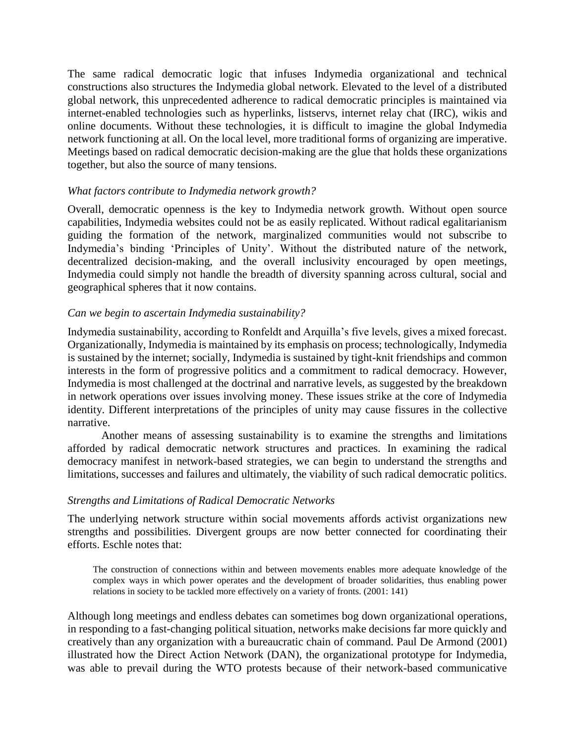The same radical democratic logic that infuses Indymedia organizational and technical constructions also structures the Indymedia global network. Elevated to the level of a distributed global network, this unprecedented adherence to radical democratic principles is maintained via internet-enabled technologies such as hyperlinks, listservs, internet relay chat (IRC), wikis and online documents. Without these technologies, it is difficult to imagine the global Indymedia network functioning at all. On the local level, more traditional forms of organizing are imperative. Meetings based on radical democratic decision-making are the glue that holds these organizations together, but also the source of many tensions.

*What factors contribute to Indymedia network growth?*

Overall, democratic openness is the key to Indymedia network growth. Without open source capabilities, Indymedia websites could not be as easily replicated. Without radical egalitarianism guiding the formation of the network, marginalized communities would not subscribe to Indymedia's binding 'Principles of Unity'. Without the distributed nature of the network, decentralized decision-making, and the overall inclusivity encouraged by open meetings, Indymedia could simply not handle the breadth of diversity spanning across cultural, social and geographical spheres that it now contains.

*Can we begin to ascertain Indymedia sustainability?*

Indymedia sustainability, according to Ronfeldt and Arquilla's five levels, gives a mixed forecast. Organizationally, Indymedia is maintained by its emphasis on process; technologically, Indymedia is sustained by the internet; socially, Indymedia is sustained by tight-knit friendships and common interests in the form of progressive politics and a commitment to radical democracy. However, Indymedia is most challenged at the doctrinal and narrative levels, as suggested by the breakdown in network operations over issues involving money. These issues strike at the core of Indymedia identity. Different interpretations of the principles of unity may cause fissures in the collective narrative.

Another means of assessing sustainability is to examine the strengths and limitations afforded by radical democratic network structures and practices. In examining the radical democracy manifest in network-based strategies, we can begin to understand the strengths and limitations, successes and failures and ultimately, the viability of such radical democratic politics.

*Strengths and Limitations of Radical Democratic Networks*

The underlying network structure within social movements affords activist organizations new strengths and possibilities. Divergent groups are now better connected for coordinating their efforts. Eschle notes that:

> The construction of connections within and between movements enables more adequate knowledge of the complex ways in which power operates and the development of broader solidarities, thus enabling power relations in society to be tackled more effectively on a variety of fronts. (2001: 141)

Although long meetings and endless debates can sometimes bog down organizational operations, in responding to a fast-changing political situation, networks make decisions far more quickly and creatively than any organization with a bureaucratic chain of command. Paul De Armond (2001) illustrated how the Direct Action Network (DAN), the organizational prototype for Indymedia, was able to prevail during the WTO protests because of their network-based communicative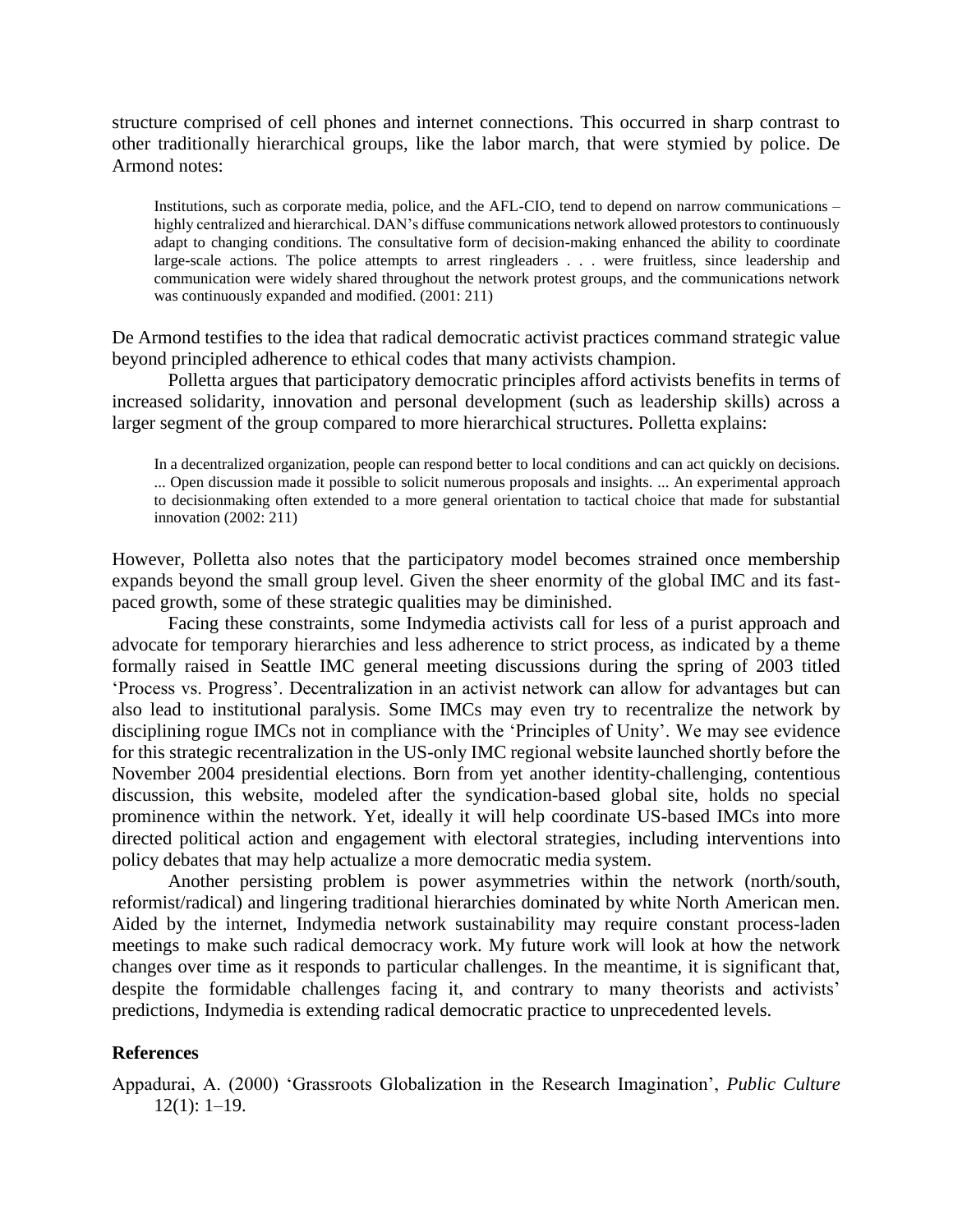structure comprised of cell phones and internet connections. This occurred in sharp contrast to other traditionally hierarchical groups, like the labor march, that were stymied by police. De Armond notes:

> Institutions, such as corporate media, police, and the AFL-CIO, tend to depend on narrow communications – highly centralized and hierarchical. DAN's diffuse communications network allowed protestors to continuously adapt to changing conditions. The consultative form of decision-making enhanced the ability to coordinate large-scale actions. The police attempts to arrest ringleaders . . . were fruitless, since leadership and communication were widely shared throughout the network protest groups, and the communications network was continuously expanded and modified. (2001: 211)

De Armond testifies to the idea that radical democratic activist practices command strategic value beyond principled adherence to ethical codes that many activists champion.

Polletta argues that participatory democratic principles afford activists benefits in terms of increased solidarity, innovation and personal development (such as leadership skills) across a larger segment of the group compared to more hierarchical structures. Polletta explains:

> In a decentralized organization, people can respond better to local conditions and can act quickly on decisions. ... Open discussion made it possible to solicit numerous proposals and insights. ... An experimental approach to decisionmaking often extended to a more general orientation to tactical choice that made for substantial innovation (2002: 211)

However, Polletta also notes that the participatory model becomes strained once membership expands beyond the small group level. Given the sheer enormity of the global IMC and its fast-paced growth, some of these strategic qualities may be diminished.

Facing these constraints, some Indymedia activists call for less of a purist approach and advocate for temporary hierarchies and less adherence to strict process, as indicated by a theme formally raised in Seattle IMC general meeting discussions during the spring of 2003 titled 'Process vs. Progress'. Decentralization in an activist network can allow for advantages but can also lead to institutional paralysis. Some IMCs may even try to recentralize the network by disciplining rogue IMCs not in compliance with the 'Principles of Unity'. We may see evidence for this strategic recentralization in the US-only IMC regional website launched shortly before the November 2004 presidential elections. Born from yet another identity-challenging, contentious discussion, this website, modeled after the syndication-based global site, holds no special prominence within the network. Yet, ideally it will help coordinate US-based IMCs into more directed political action and engagement with electoral strategies, including interventions into policy debates that may help actualize a more democratic media system.

Another persisting problem is power asymmetries within the network (north/south, reformist/radical) and lingering traditional hierarchies dominated by white North American men. Aided by the internet, Indymedia network sustainability may require constant process-laden meetings to make such radical democracy work. My future work will look at how the network changes over time as it responds to particular challenges. In the meantime, it is significant that, despite the formidable challenges facing it, and contrary to many theorists and activists' predictions, Indymedia is extending radical democratic practice to unprecedented levels.

### References

Appadurai, A. (2000) 'Grassroots Globalization in the Research Imagination', *Public Culture* 12(1): 1–19.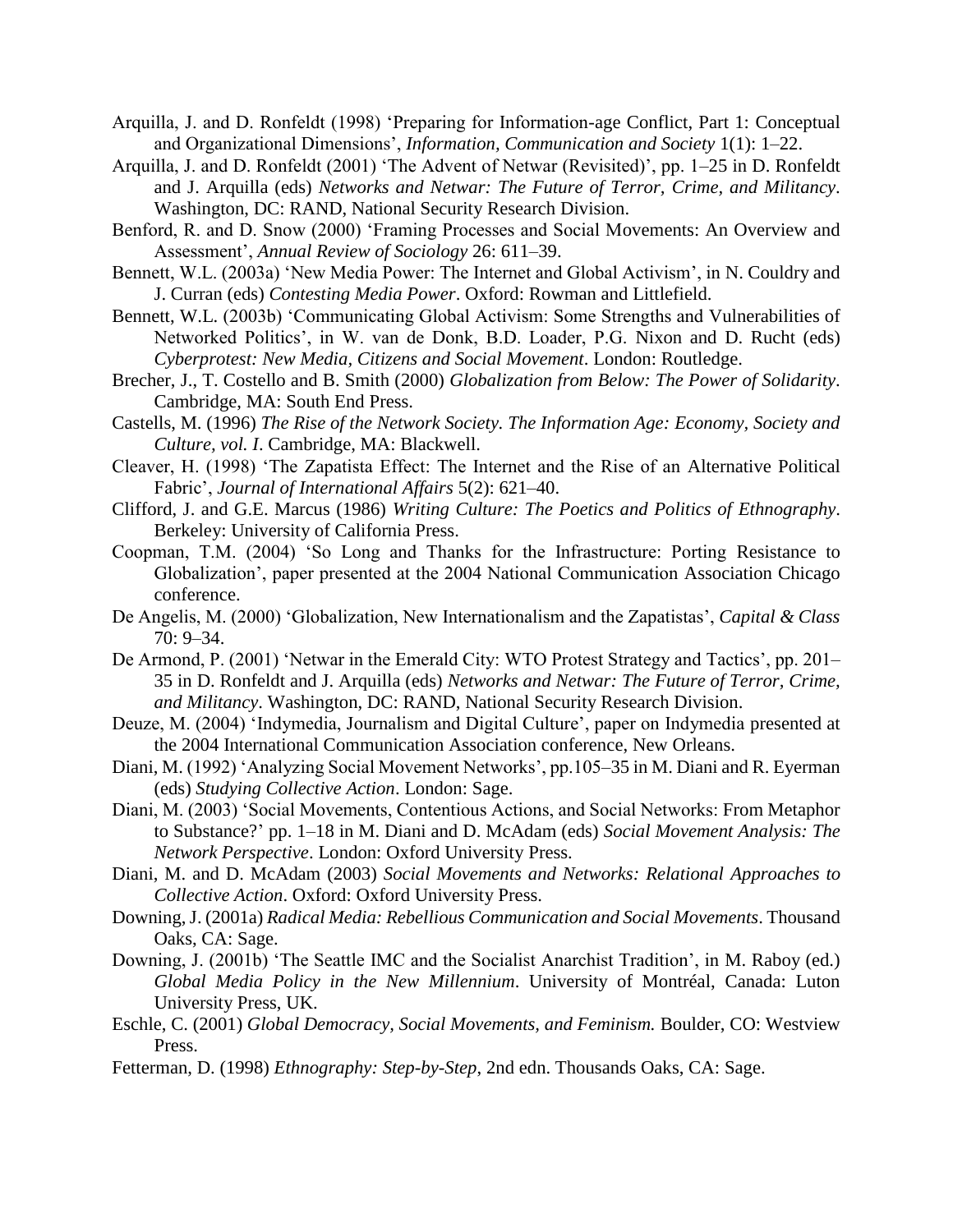Arquilla, J. and D. Ronfeldt (1998) 'Preparing for Information-age Conflict, Part 1: Conceptual and Organizational Dimensions', *Information, Communication and Society* 1(1): 1–22.

Arquilla, J. and D. Ronfeldt (2001) 'The Advent of Netwar (Revisited)', pp. 1–25 in D. Ronfeldt and J. Arquilla (eds) *Networks and Netwar: The Future of Terror, Crime, and Militancy*. Washington, DC: RAND, National Security Research Division.

Benford, R. and D. Snow (2000) 'Framing Processes and Social Movements: An Overview and Assessment', *Annual Review of Sociology* 26: 611–39.

Bennett, W.L. (2003a) 'New Media Power: The Internet and Global Activism', in N. Couldry and J. Curran (eds) *Contesting Media Power*. Oxford: Rowman and Littlefield.

Bennett, W.L. (2003b) 'Communicating Global Activism: Some Strengths and Vulnerabilities of Networked Politics', in W. van de Donk, B.D. Loader, P.G. Nixon and D. Rucht (eds) *Cyberprotest: New Media, Citizens and Social Movement*. London: Routledge.

Brecher, J., T. Costello and B. Smith (2000) *Globalization from Below: The Power of Solidarity*. Cambridge, MA: South End Press.

Castells, M. (1996) *The Rise of the Network Society. The Information Age: Economy, Society and Culture, vol. I*. Cambridge, MA: Blackwell.

Cleaver, H. (1998) 'The Zapatista Effect: The Internet and the Rise of an Alternative Political Fabric', *Journal of International Affairs* 5(2): 621–40.

Clifford, J. and G.E. Marcus (1986) *Writing Culture: The Poetics and Politics of Ethnography*. Berkeley: University of California Press.

Coopman, T.M. (2004) 'So Long and Thanks for the Infrastructure: Porting Resistance to Globalization', paper presented at the 2004 National Communication Association Chicago conference.

De Angelis, M. (2000) 'Globalization, New Internationalism and the Zapatistas', *Capital & Class* 70: 9–34.

De Armond, P. (2001) 'Netwar in the Emerald City: WTO Protest Strategy and Tactics', pp. 201–35 in D. Ronfeldt and J. Arquilla (eds) *Networks and Netwar: The Future of Terror, Crime, and Militancy*. Washington, DC: RAND, National Security Research Division.

Deuze, M. (2004) 'Indymedia, Journalism and Digital Culture', paper on Indymedia presented at the 2004 International Communication Association conference, New Orleans.

Diani, M. (1992) 'Analyzing Social Movement Networks', pp.105–35 in M. Diani and R. Eyerman (eds) *Studying Collective Action*. London: Sage.

Diani, M. (2003) 'Social Movements, Contentious Actions, and Social Networks: From Metaphor to Substance?' pp. 1–18 in M. Diani and D. McAdam (eds) *Social Movement Analysis: The Network Perspective*. London: Oxford University Press.

Diani, M. and D. McAdam (2003) *Social Movements and Networks: Relational Approaches to Collective Action*. Oxford: Oxford University Press.

Downing, J. (2001a) *Radical Media: Rebellious Communication and Social Movements*. Thousand Oaks, CA: Sage.

Downing, J. (2001b) 'The Seattle IMC and the Socialist Anarchist Tradition', in M. Raboy (ed.) *Global Media Policy in the New Millennium*. University of Montréal, Canada: Luton University Press, UK.

Eschle, C. (2001) *Global Democracy, Social Movements, and Feminism.* Boulder, CO: Westview Press.

Fetterman, D. (1998) *Ethnography: Step-by-Step*, 2nd edn. Thousands Oaks, CA: Sage.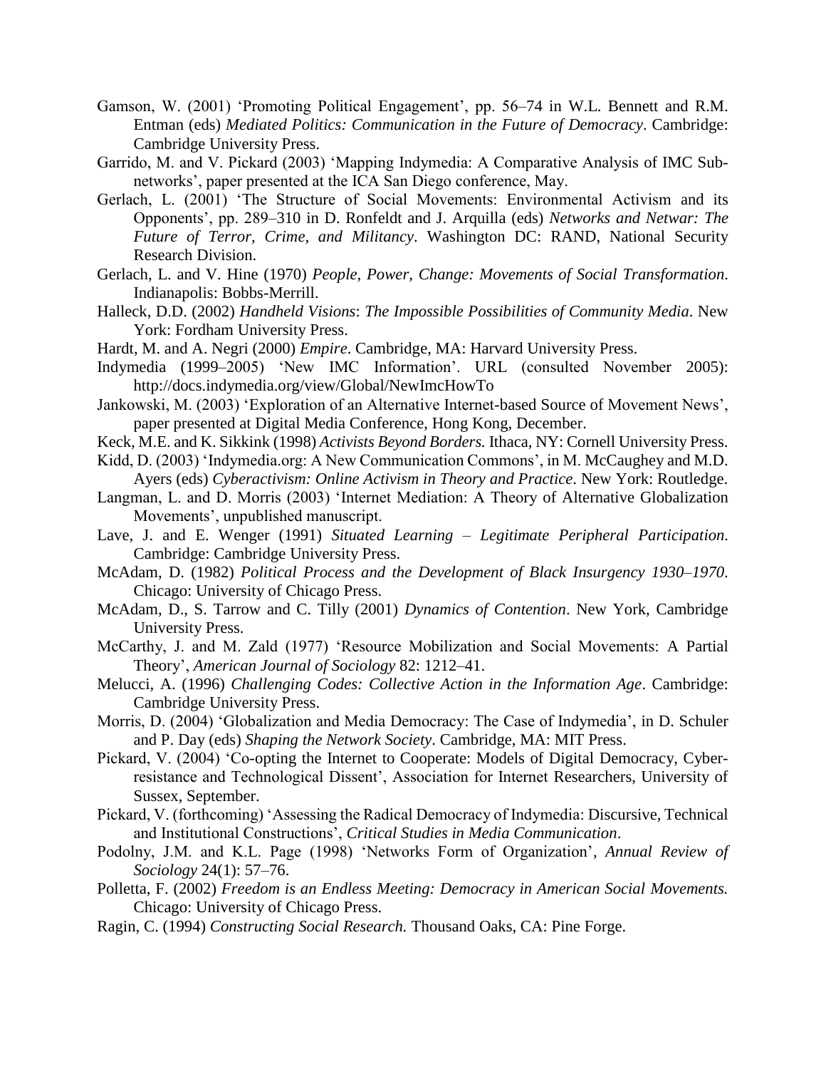Gamson, W. (2001) 'Promoting Political Engagement', pp. 56–74 in W.L. Bennett and R.M. Entman (eds) *Mediated Politics: Communication in the Future of Democracy*. Cambridge: Cambridge University Press.

Garrido, M. and V. Pickard (2003) 'Mapping Indymedia: A Comparative Analysis of IMC Sub-networks', paper presented at the ICA San Diego conference, May.

Gerlach, L. (2001) 'The Structure of Social Movements: Environmental Activism and its Opponents', pp. 289–310 in D. Ronfeldt and J. Arquilla (eds) *Networks and Netwar: The Future of Terror, Crime, and Militancy*. Washington DC: RAND, National Security Research Division.

Gerlach, L. and V. Hine (1970) *People, Power, Change: Movements of Social Transformation*. Indianapolis: Bobbs-Merrill.

Halleck, D.D. (2002) *Handheld Visions*: *The Impossible Possibilities of Community Media*. New York: Fordham University Press.

Hardt, M. and A. Negri (2000) *Empire*. Cambridge, MA: Harvard University Press.

Indymedia (1999–2005) 'New IMC Information'. URL (consulted November 2005): http://docs.indymedia.org/view/Global/NewImcHowTo

Jankowski, M. (2003) 'Exploration of an Alternative Internet-based Source of Movement News', paper presented at Digital Media Conference, Hong Kong, December.

Keck, M.E. and K. Sikkink (1998) *Activists Beyond Borders.* Ithaca, NY: Cornell University Press.

Kidd, D. (2003) 'Indymedia.org: A New Communication Commons', in M. McCaughey and M.D. Ayers (eds) *Cyberactivism: Online Activism in Theory and Practice*. New York: Routledge.

Langman, L. and D. Morris (2003) 'Internet Mediation: A Theory of Alternative Globalization Movements', unpublished manuscript.

Lave, J. and E. Wenger (1991) *Situated Learning – Legitimate Peripheral Participation*. Cambridge: Cambridge University Press.

McAdam, D. (1982) *Political Process and the Development of Black Insurgency 1930–1970*. Chicago: University of Chicago Press.

McAdam, D., S. Tarrow and C. Tilly (2001) *Dynamics of Contention*. New York, Cambridge University Press.

McCarthy, J. and M. Zald (1977) 'Resource Mobilization and Social Movements: A Partial Theory', *American Journal of Sociology* 82: 1212–41.

Melucci, A. (1996) *Challenging Codes: Collective Action in the Information Age*. Cambridge: Cambridge University Press.

Morris, D. (2004) 'Globalization and Media Democracy: The Case of Indymedia', in D. Schuler and P. Day (eds) *Shaping the Network Society*. Cambridge, MA: MIT Press.

Pickard, V. (2004) 'Co-opting the Internet to Cooperate: Models of Digital Democracy, Cyber-resistance and Technological Dissent', Association for Internet Researchers, University of Sussex, September.

Pickard, V. (forthcoming) 'Assessing the Radical Democracy of Indymedia: Discursive, Technical and Institutional Constructions', *Critical Studies in Media Communication*.

Podolny, J.M. and K.L. Page (1998) 'Networks Form of Organization', *Annual Review of Sociology* 24(1): 57–76.

Polletta, F. (2002) *Freedom is an Endless Meeting: Democracy in American Social Movements.* Chicago: University of Chicago Press.

Ragin, C. (1994) *Constructing Social Research.* Thousand Oaks, CA: Pine Forge.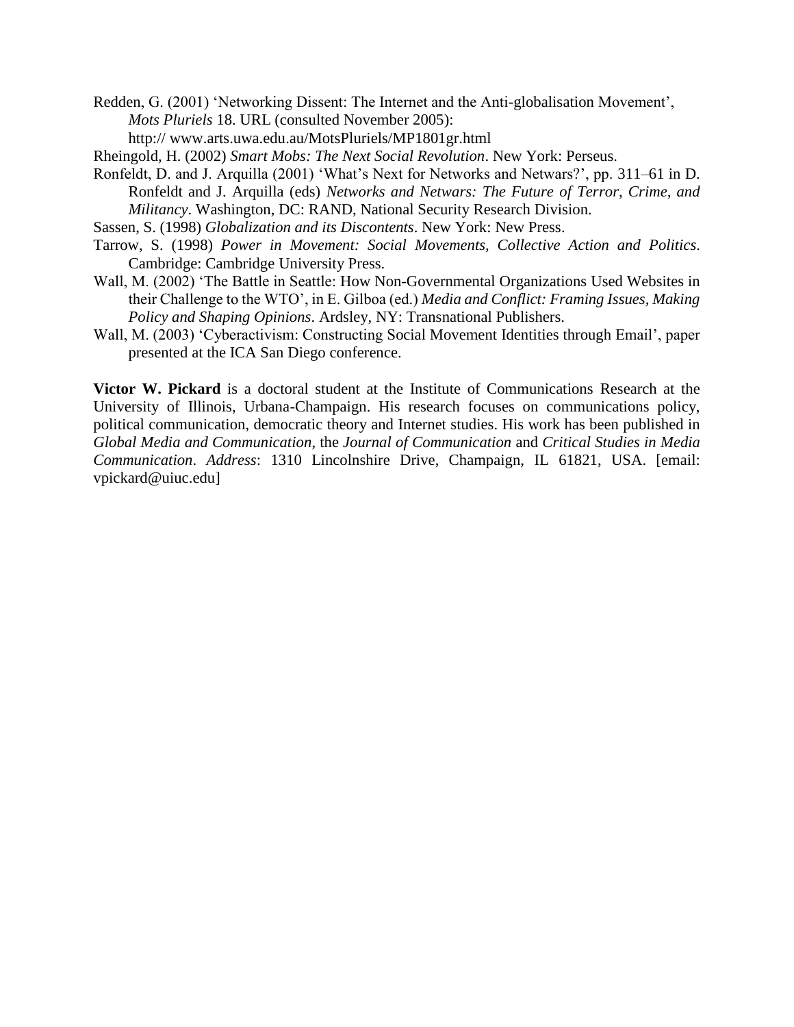Redden, G. (2001) 'Networking Dissent: The Internet and the Anti-globalisation Movement', *Mots Pluriels* 18. URL (consulted November 2005): http:// www.arts.uwa.edu.au/MotsPluriels/MP1801gr.html

Rheingold, H. (2002) *Smart Mobs: The Next Social Revolution*. New York: Perseus.

Ronfeldt, D. and J. Arquilla (2001) 'What's Next for Networks and Netwars?', pp. 311–61 in D. Ronfeldt and J. Arquilla (eds) *Networks and Netwars: The Future of Terror, Crime, and Militancy*. Washington, DC: RAND, National Security Research Division.

Sassen, S. (1998) *Globalization and its Discontents*. New York: New Press.

Tarrow, S. (1998) *Power in Movement: Social Movements, Collective Action and Politics*. Cambridge: Cambridge University Press.

Wall, M. (2002) 'The Battle in Seattle: How Non-Governmental Organizations Used Websites in their Challenge to the WTO', in E. Gilboa (ed.) *Media and Conflict: Framing Issues, Making Policy and Shaping Opinions*. Ardsley, NY: Transnational Publishers.

Wall, M. (2003) 'Cyberactivism: Constructing Social Movement Identities through Email', paper presented at the ICA San Diego conference.

**Victor W. Pickard** is a doctoral student at the Institute of Communications Research at the University of Illinois, Urbana-Champaign. His research focuses on communications policy, political communication, democratic theory and Internet studies. His work has been published in *Global Media and Communication*, the *Journal of Communication* and *Critical Studies in Media Communication*. *Address*: 1310 Lincolnshire Drive, Champaign, IL 61821, USA. [email: vpickard@uiuc.edu]